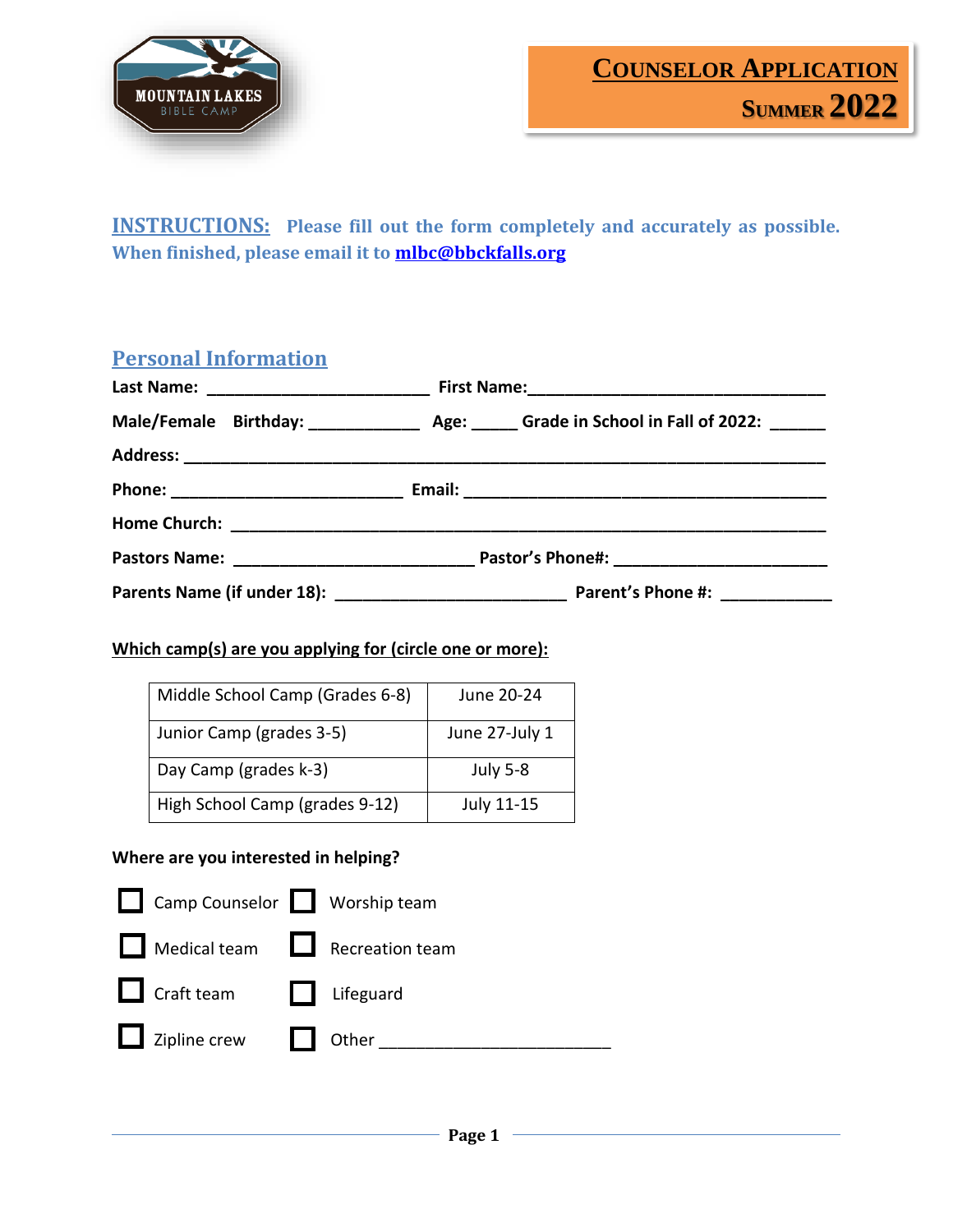MOUNTAIN LAKES BIBLE CAMP

# COUNSELOR APPLICATION
## SUMMER 2022

**INSTRUCTIONS:** Please fill out the form completely and accurately as possible. When finished, please email it to **mlbc@bbckfalls.org**

## Personal Information

**Last Name:** ________________________ **First Name:**_________________________________

**Male/Female Birthday:** ____________ **Age:** _____ **Grade in School in Fall of 2022:** ______

**Address:** _______________________________________________________________________

**Phone:** _________________________ **Email:** _______________________________________

**Home Church:** ___________________________________________________________________

**Pastors Name:** __________________________ **Pastor's Phone#:** _______________________

**Parents Name (if under 18):** _________________________ **Parent's Phone #:** ____________

**Which camp(s) are you applying for (circle one or more):**

| | |
|---|---|
| Middle School Camp (Grades 6-8) | June 20-24 |
| Junior Camp (grades 3-5) | June 27-July 1 |
| Day Camp (grades k-3) | July 5-8 |
| High School Camp (grades 9-12) | July 11-15 |

**Where are you interested in helping?**

- ☐ Camp Counselor
- ☐ Worship team
- ☐ Medical team
- ☐ Recreation team
- ☐ Craft team
- ☐ Lifeguard
- ☐ Zipline crew
- ☐ Other ________________________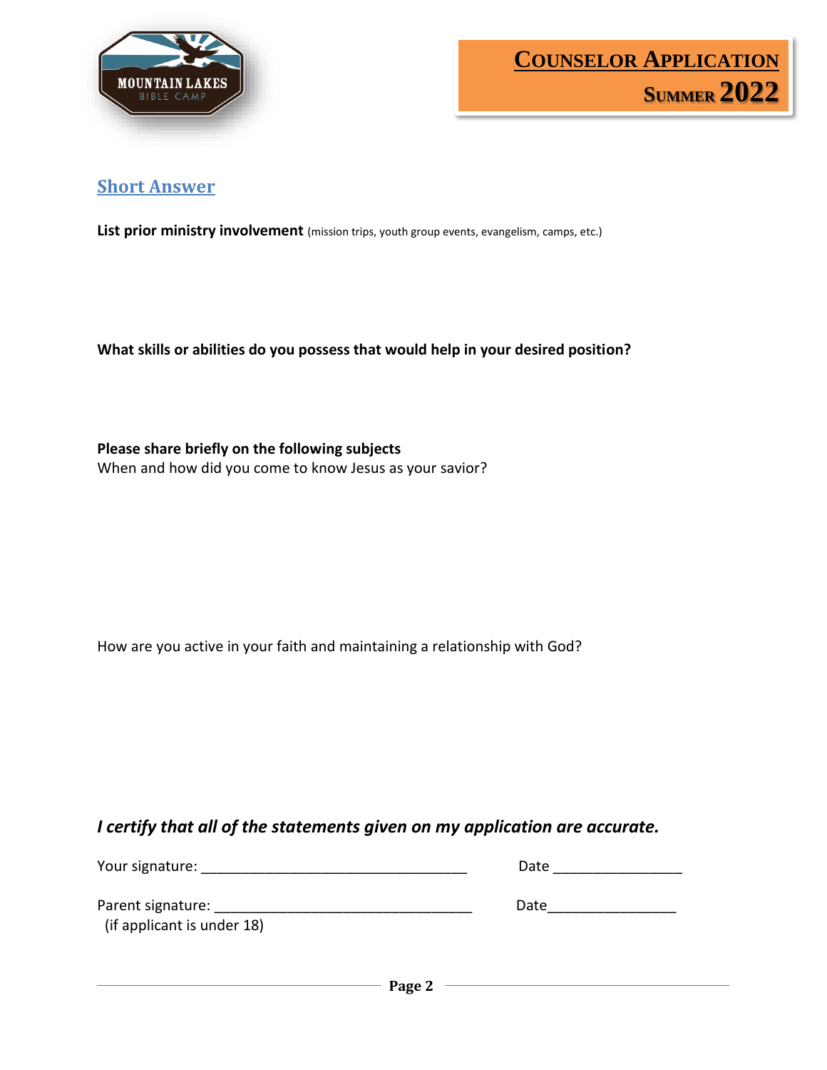# COUNSELOR APPLICATION

## SUMMER 2022

## Short Answer

**List prior ministry involvement** (mission trips, youth group events, evangelism, camps, etc.)

**What skills or abilities do you possess that would help in your desired position?**

**Please share briefly on the following subjects**

When and how did you come to know Jesus as your savior?

How are you active in your faith and maintaining a relationship with God?

### *I certify that all of the statements given on my application are accurate.*

Your signature: _________________________________ Date _______________

Parent signature: ________________________________ Date_______________
(if applicant is under 18)